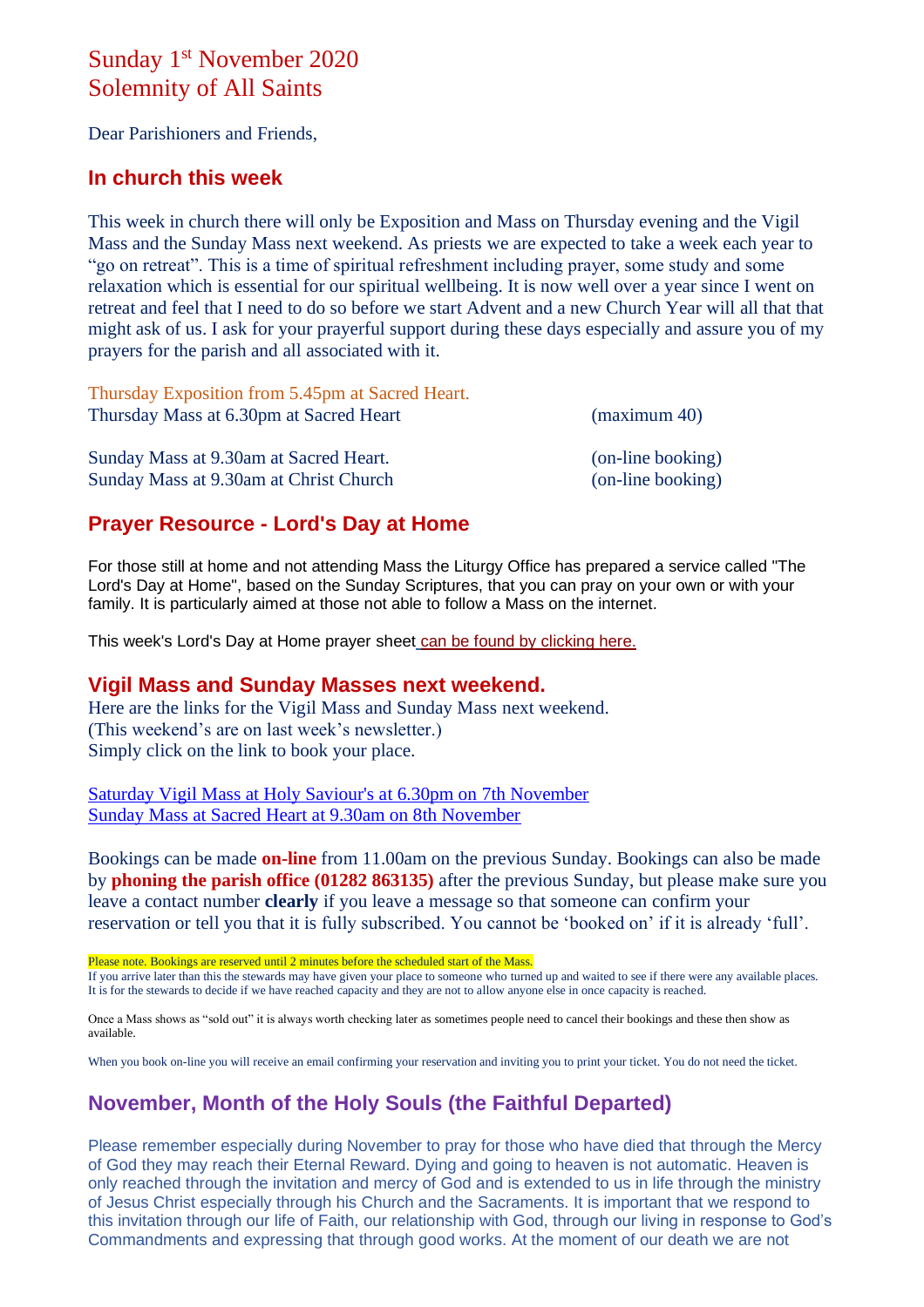# Sunday 1st November 2020
# Solemnity of All Saints

Dear Parishioners and Friends,

## In church this week

This week in church there will only be Exposition and Mass on Thursday evening and the Vigil Mass and the Sunday Mass next weekend. As priests we are expected to take a week each year to "go on retreat". This is a time of spiritual refreshment including prayer, some study and some relaxation which is essential for our spiritual wellbeing. It is now well over a year since I went on retreat and feel that I need to do so before we start Advent and a new Church Year will all that that might ask of us. I ask for your prayerful support during these days especially and assure you of my prayers for the parish and all associated with it.

Thursday Exposition from 5.45pm at Sacred Heart.
Thursday Mass at 6.30pm at Sacred Heart (maximum 40)

Sunday Mass at 9.30am at Sacred Heart. (on-line booking)
Sunday Mass at 9.30am at Christ Church (on-line booking)

## Prayer Resource - Lord's Day at Home

For those still at home and not attending Mass the Liturgy Office has prepared a service called "The Lord's Day at Home", based on the Sunday Scriptures, that you can pray on your own or with your family. It is particularly aimed at those not able to follow a Mass on the internet.

This week's Lord's Day at Home prayer sheet can be found by clicking here.

## Vigil Mass and Sunday Masses next weekend.

Here are the links for the Vigil Mass and Sunday Mass next weekend.
(This weekend's are on last week's newsletter.)
Simply click on the link to book your place.

Saturday Vigil Mass at Holy Saviour's at 6.30pm on 7th November
Sunday Mass at Sacred Heart at 9.30am on 8th November

Bookings can be made **on-line** from 11.00am on the previous Sunday. Bookings can also be made by **phoning the parish office (01282 863135)** after the previous Sunday, but please make sure you leave a contact number **clearly** if you leave a message so that someone can confirm your reservation or tell you that it is fully subscribed. You cannot be 'booked on' if it is already 'full'.

Please note. Bookings are reserved until 2 minutes before the scheduled start of the Mass.
If you arrive later than this the stewards may have given your place to someone who turned up and waited to see if there were any available places. It is for the stewards to decide if we have reached capacity and they are not to allow anyone else in once capacity is reached.

Once a Mass shows as "sold out" it is always worth checking later as sometimes people need to cancel their bookings and these then show as available.

When you book on-line you will receive an email confirming your reservation and inviting you to print your ticket. You do not need the ticket.

## November, Month of the Holy Souls (the Faithful Departed)

Please remember especially during November to pray for those who have died that through the Mercy of God they may reach their Eternal Reward. Dying and going to heaven is not automatic. Heaven is only reached through the invitation and mercy of God and is extended to us in life through the ministry of Jesus Christ especially through his Church and the Sacraments. It is important that we respond to this invitation through our life of Faith, our relationship with God, through our living in response to God's Commandments and expressing that through good works. At the moment of our death we are not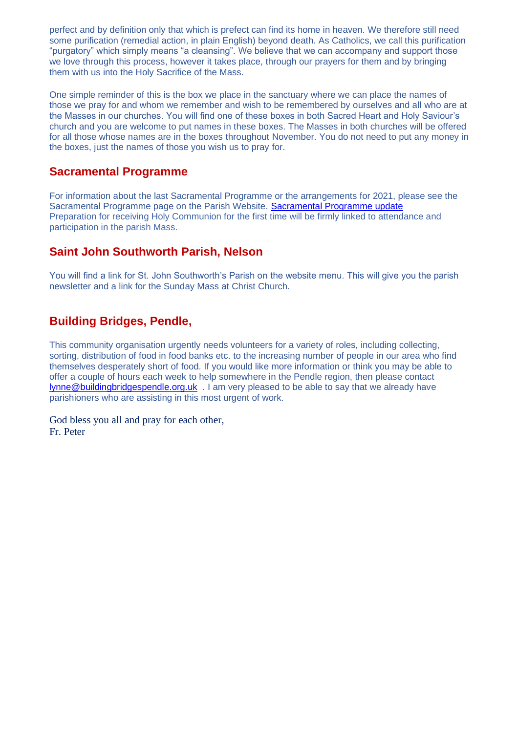perfect and by definition only that which is prefect can find its home in heaven. We therefore still need some purification (remedial action, in plain English) beyond death. As Catholics, we call this purification "purgatory" which simply means "a cleansing". We believe that we can accompany and support those we love through this process, however it takes place, through our prayers for them and by bringing them with us into the Holy Sacrifice of the Mass.

One simple reminder of this is the box we place in the sanctuary where we can place the names of those we pray for and whom we remember and wish to be remembered by ourselves and all who are at the Masses in our churches. You will find one of these boxes in both Sacred Heart and Holy Saviour's church and you are welcome to put names in these boxes. The Masses in both churches will be offered for all those whose names are in the boxes throughout November. You do not need to put any money in the boxes, just the names of those you wish us to pray for.

## Sacramental Programme

For information about the last Sacramental Programme or the arrangements for 2021, please see the Sacramental Programme page on the Parish Website. Sacramental Programme update
Preparation for receiving Holy Communion for the first time will be firmly linked to attendance and participation in the parish Mass.

## Saint John Southworth Parish, Nelson

You will find a link for St. John Southworth's Parish on the website menu. This will give you the parish newsletter and a link for the Sunday Mass at Christ Church.

## Building Bridges, Pendle,

This community organisation urgently needs volunteers for a variety of roles, including collecting, sorting, distribution of food in food banks etc. to the increasing number of people in our area who find themselves desperately short of food. If you would like more information or think you may be able to offer a couple of hours each week to help somewhere in the Pendle region, then please contact lynne@buildingbridgespendle.org.uk . I am very pleased to be able to say that we already have parishioners who are assisting in this most urgent of work.

God bless you all and pray for each other,
Fr. Peter